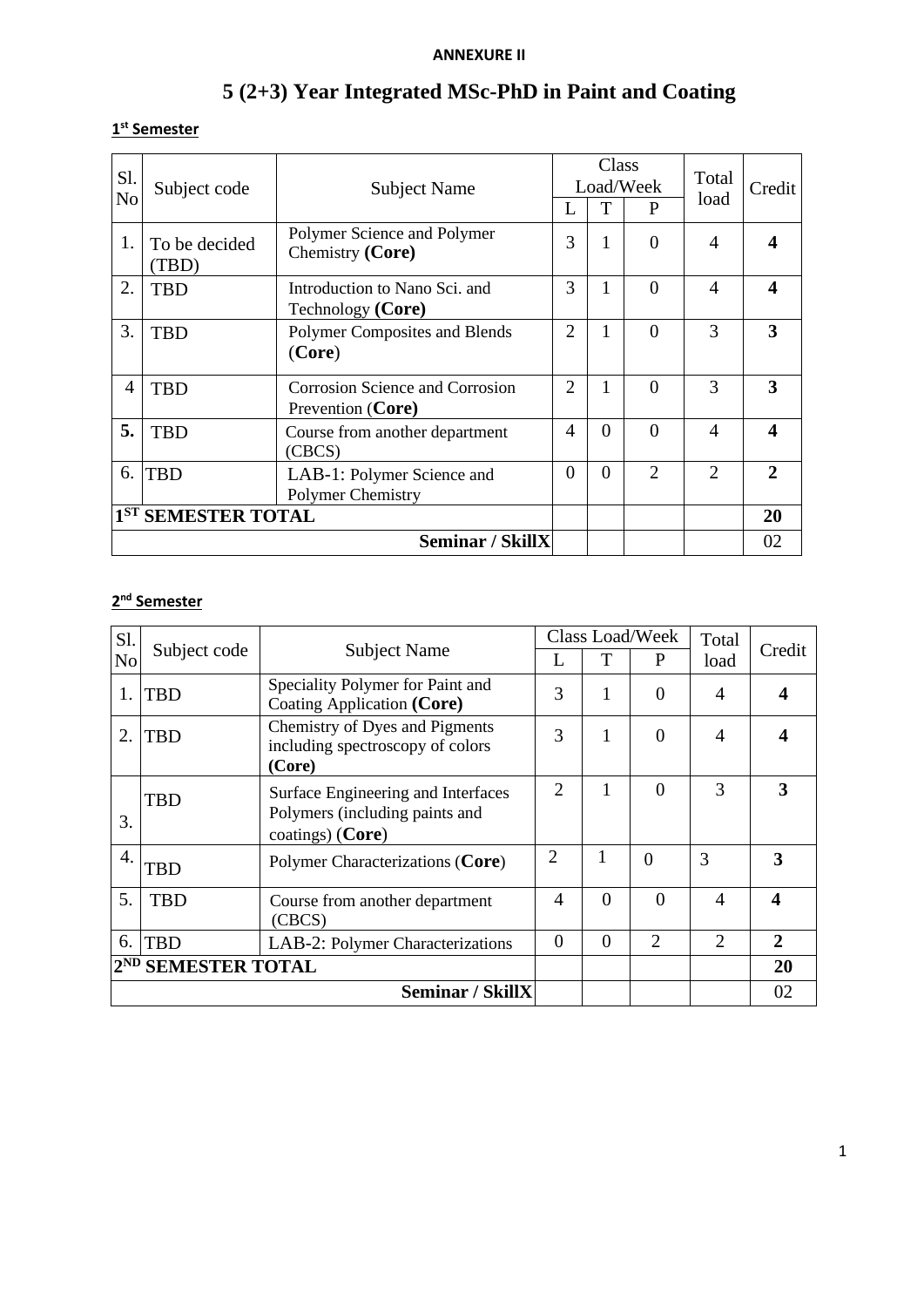**ANNEXURE II**

# 5 (2+3) Year Integrated MSc-PhD in Paint and Coating

**1st Semester**

| Sl. No | Subject code | Subject Name | Class Load/Week | | | Total load | Credit |
|---|---|---|---|---|---|---|---|
| | | | L | T | P | | |
| 1. | To be decided (TBD) | Polymer Science and Polymer Chemistry **(Core)** | 3 | 1 | 0 | 4 | **4** |
| 2. | TBD | Introduction to Nano Sci. and Technology **(Core)** | 3 | 1 | 0 | 4 | **4** |
| 3. | TBD | Polymer Composites and Blends (**Core**) | 2 | 1 | 0 | 3 | **3** |
| 4 | TBD | Corrosion Science and Corrosion Prevention (**Core)** | 2 | 1 | 0 | 3 | **3** |
| **5.** | TBD | Course from another department (CBCS) | 4 | 0 | 0 | 4 | **4** |
| 6. | TBD | LAB-1: Polymer Science and Polymer Chemistry | 0 | 0 | 2 | 2 | **2** |
| **1ST SEMESTER TOTAL** | | | | | | | **20** |
| **Seminar / SkillX** | | | | | | | 02 |

**2nd Semester**

| Sl. No | Subject code | Subject Name | Class Load/Week | | | Total load | Credit |
|---|---|---|---|---|---|---|---|
| | | | L | T | P | | |
| 1. | TBD | Speciality Polymer for Paint and Coating Application **(Core)** | 3 | 1 | 0 | 4 | **4** |
| 2. | TBD | Chemistry of Dyes and Pigments including spectroscopy of colors **(Core)** | 3 | 1 | 0 | 4 | **4** |
| 3. | TBD | Surface Engineering and Interfaces Polymers (including paints and coatings) (**Core**) | 2 | 1 | 0 | 3 | **3** |
| 4. | TBD | Polymer Characterizations (**Core**) | 2 | 1 | 0 | 3 | **3** |
| 5. | TBD | Course from another department (CBCS) | 4 | 0 | 0 | 4 | **4** |
| 6. | TBD | LAB-2: Polymer Characterizations | 0 | 0 | 2 | 2 | **2** |
| **2ND SEMESTER TOTAL** | | | | | | | **20** |
| **Seminar / SkillX** | | | | | | | 02 |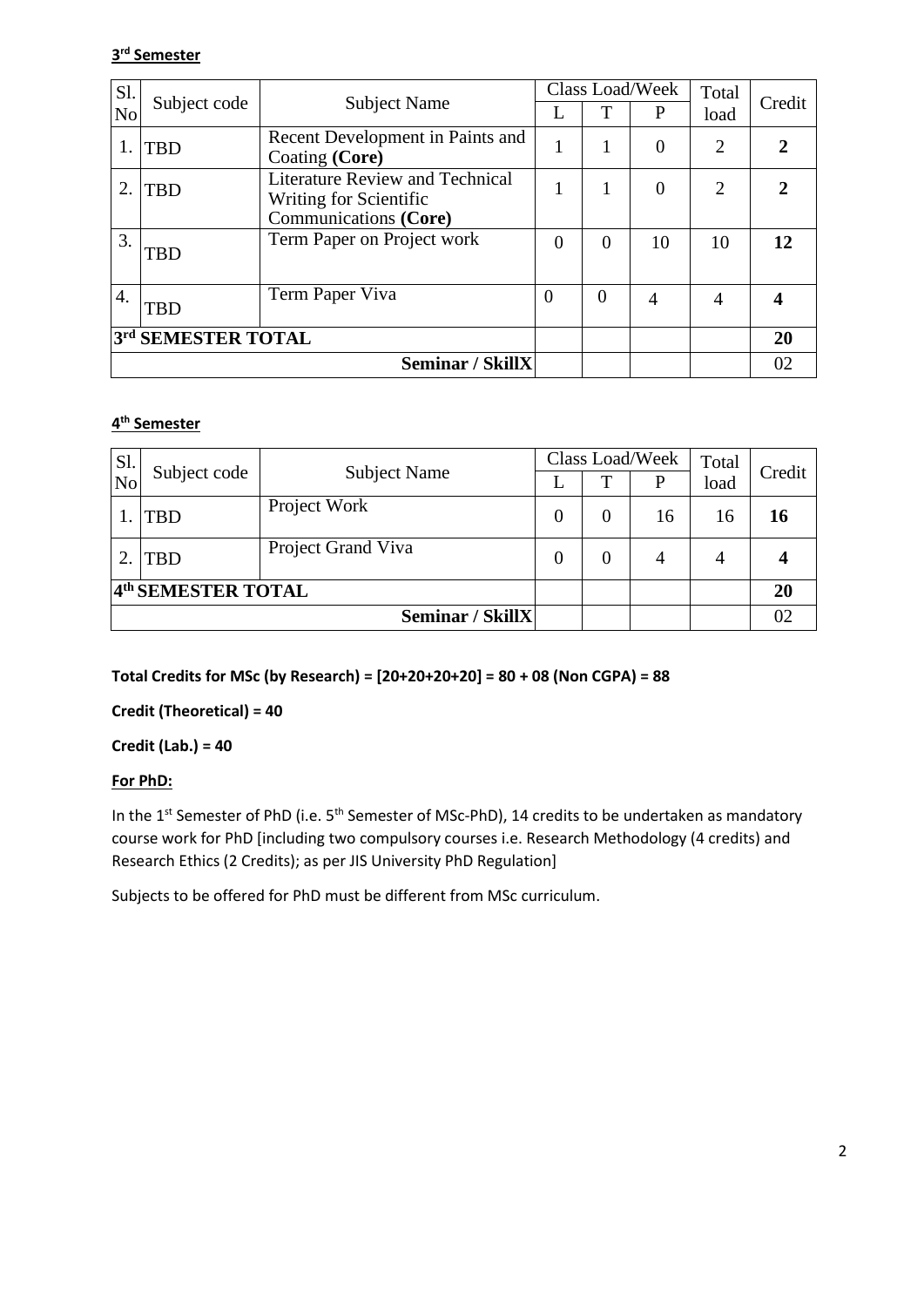**3rd Semester**

| Sl. No | Subject code | Subject Name | Class Load/Week | | | Total load | Credit |
|---|---|---|---|---|---|---|---|
| | | | L | T | P | | |
| 1. | TBD | Recent Development in Paints and Coating **(Core)** | 1 | 1 | 0 | 2 | **2** |
| 2. | TBD | Literature Review and Technical Writing for Scientific Communications **(Core)** | 1 | 1 | 0 | 2 | **2** |
| 3. | TBD | Term Paper on Project work | 0 | 0 | 10 | 10 | **12** |
| 4. | TBD | Term Paper Viva | 0 | 0 | 4 | 4 | **4** |
| **3rd SEMESTER TOTAL** | | | | | | | **20** |
| | | **Seminar / SkillX** | | | | | 02 |

**4th Semester**

| Sl. No | Subject code | Subject Name | Class Load/Week | | | Total load | Credit |
|---|---|---|---|---|---|---|---|
| | | | L | T | P | | |
| 1. | TBD | Project Work | 0 | 0 | 16 | 16 | **16** |
| 2. | TBD | Project Grand Viva | 0 | 0 | 4 | 4 | **4** |
| **4th SEMESTER TOTAL** | | | | | | | **20** |
| | | **Seminar / SkillX** | | | | | 02 |

**Total Credits for MSc (by Research) = [20+20+20+20] = 80 + 08 (Non CGPA) = 88**

**Credit (Theoretical) = 40**

**Credit (Lab.) = 40**

**For PhD:**

In the 1st Semester of PhD (i.e. 5th Semester of MSc-PhD), 14 credits to be undertaken as mandatory course work for PhD [including two compulsory courses i.e. Research Methodology (4 credits) and Research Ethics (2 Credits); as per JIS University PhD Regulation]

Subjects to be offered for PhD must be different from MSc curriculum.